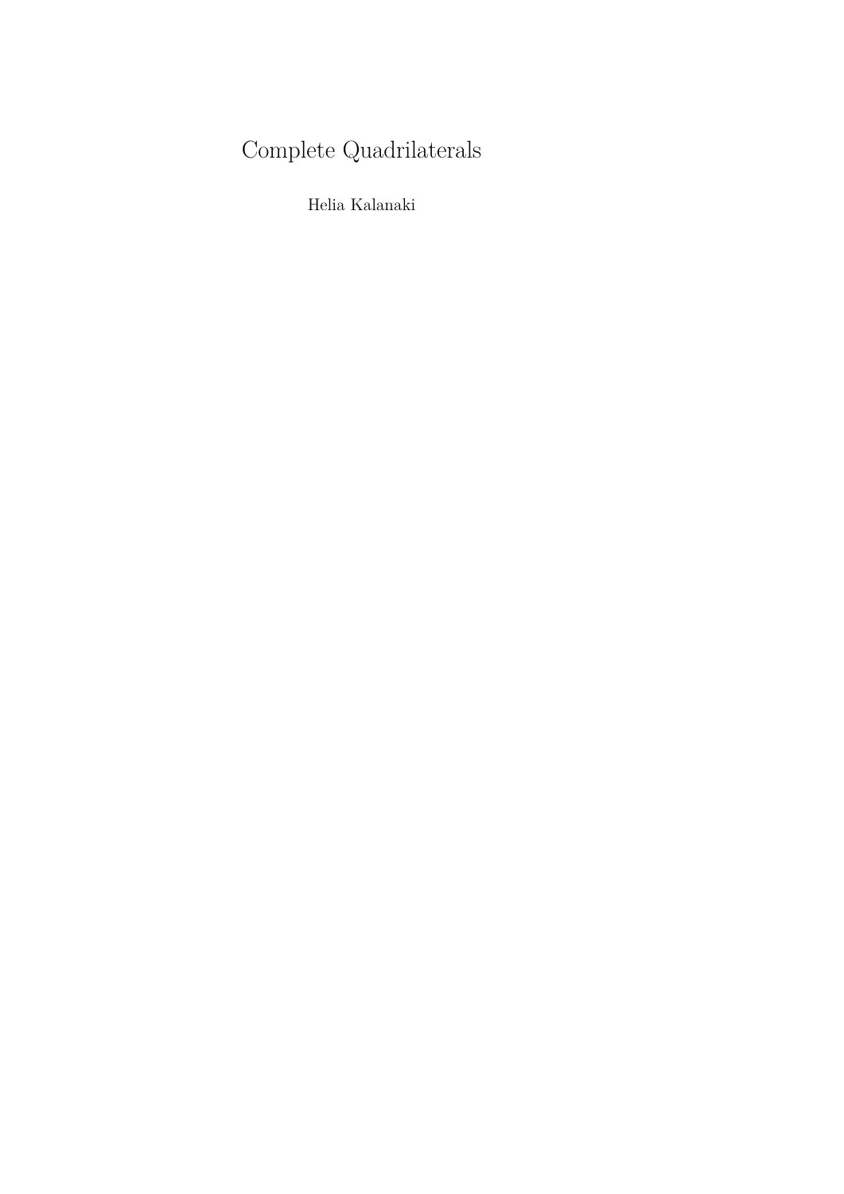# Complete Quadrilaterals

Helia Kalanaki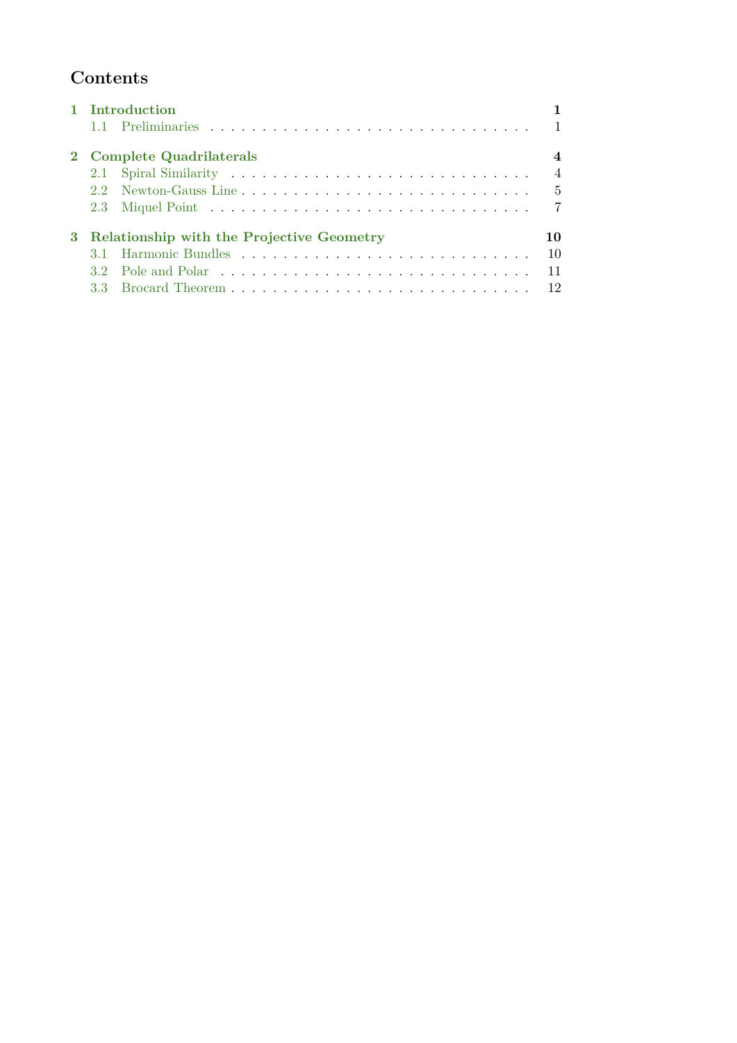# Contents

**1 Introduction** — **1**
- 1.1 Preliminaries — 1

**2 Complete Quadrilaterals** — **4**
- 2.1 Spiral Similarity — 4
- 2.2 Newton-Gauss Line — 5
- 2.3 Miquel Point — 7

**3 Relationship with the Projective Geometry** — **10**
- 3.1 Harmonic Bundles — 10
- 3.2 Pole and Polar — 11
- 3.3 Brocard Theorem — 12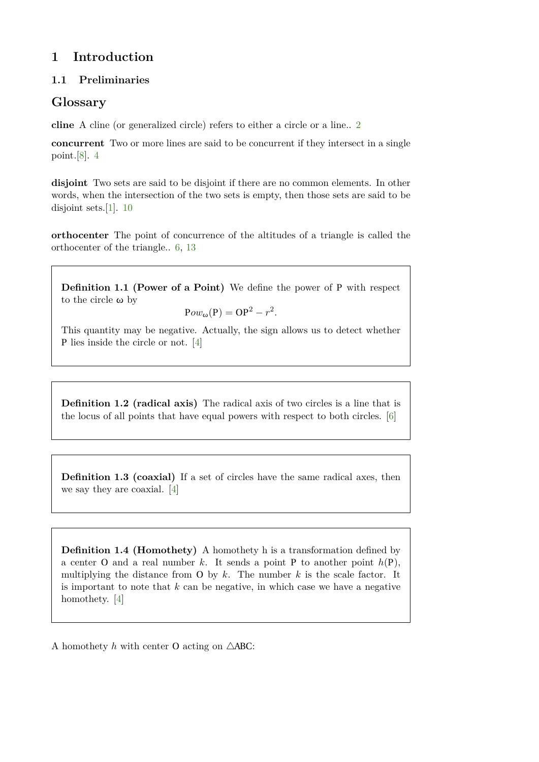# 1 Introduction

## 1.1 Preliminaries

## Glossary

**cline** A cline (or generalized circle) refers to either a circle or a line.. 2

**concurrent** Two or more lines are said to be concurrent if they intersect in a single point.[8]. 4

**disjoint** Two sets are said to be disjoint if there are no common elements. In other words, when the intersection of the two sets is empty, then those sets are said to be disjoint sets.[1]. 10

**orthocenter** The point of concurrence of the altitudes of a triangle is called the orthocenter of the triangle.. 6, 13

**Definition 1.1 (Power of a Point)** We define the power of P with respect to the circle $\omega$ by

$$\mathrm{P}ow_{\omega}(\mathrm{P}) = \mathrm{OP}^2 - r^2.$$

This quantity may be negative. Actually, the sign allows us to detect whether P lies inside the circle or not. [4]

**Definition 1.2 (radical axis)** The radical axis of two circles is a line that is the locus of all points that have equal powers with respect to both circles. [6]

**Definition 1.3 (coaxial)** If a set of circles have the same radical axes, then we say they are coaxial. [4]

**Definition 1.4 (Homothety)** A homothety h is a transformation defined by a center O and a real number $k$. It sends a point P to another point $h(\mathrm{P})$, multiplying the distance from O by $k$. The number $k$ is the scale factor. It is important to note that $k$ can be negative, in which case we have a negative homothety. [4]

A homothety $h$ with center O acting on $\triangle$ABC: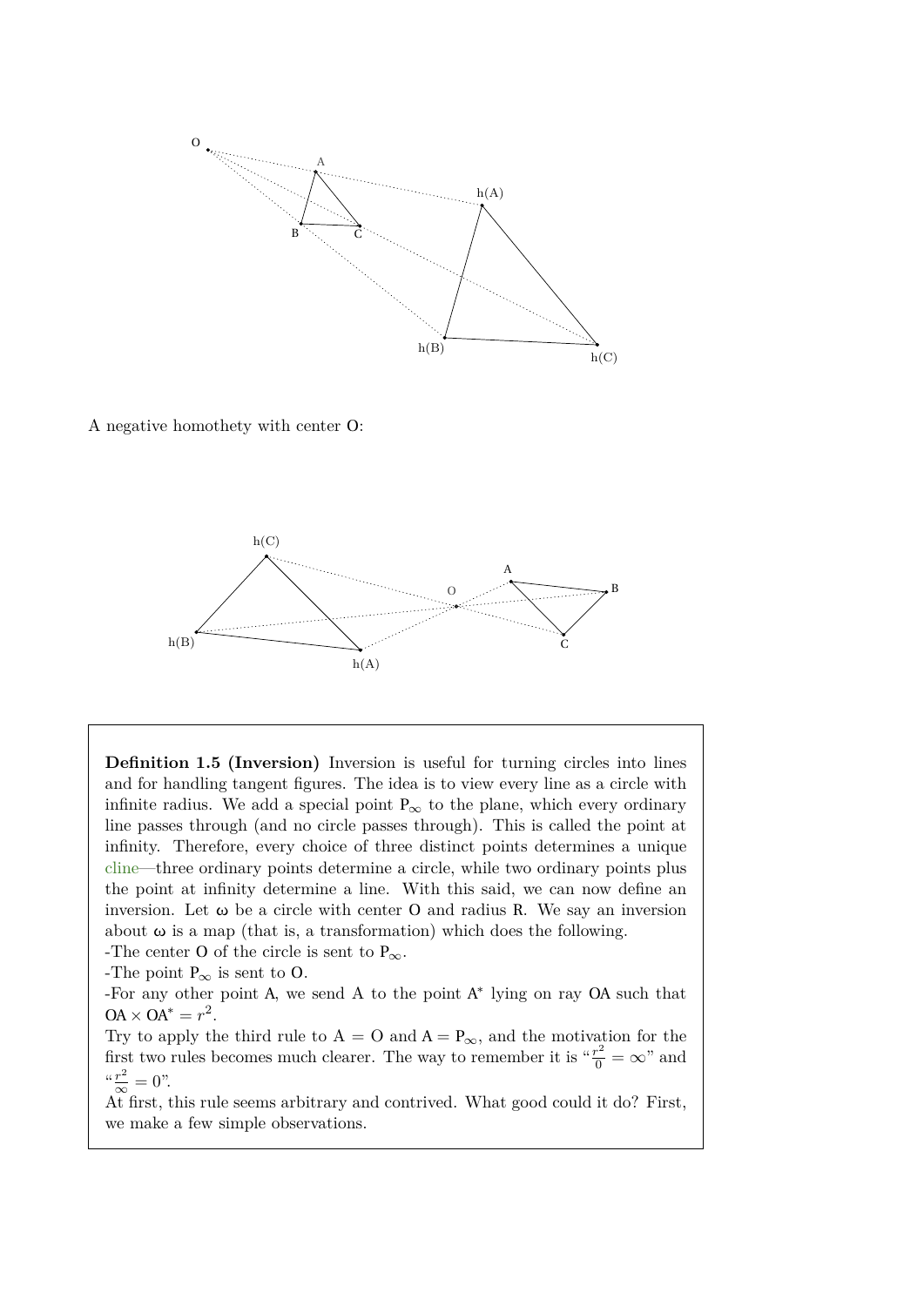A negative homothety with center O:

**Definition 1.5 (Inversion)** Inversion is useful for turning circles into lines and for handling tangent figures. The idea is to view every line as a circle with infinite radius. We add a special point $P_\infty$ to the plane, which every ordinary line passes through (and no circle passes through). This is called the point at infinity. Therefore, every choice of three distinct points determines a unique cline—three ordinary points determine a circle, while two ordinary points plus the point at infinity determine a line. With this said, we can now define an inversion. Let $\omega$ be a circle with center O and radius R. We say an inversion about $\omega$ is a map (that is, a transformation) which does the following.

-The center O of the circle is sent to $P_\infty$.

-The point $P_\infty$ is sent to O.

-For any other point A, we send A to the point $A^*$ lying on ray OA such that $OA \times OA^* = r^2$.

Try to apply the third rule to $A = O$ and $A = P_\infty$, and the motivation for the first two rules becomes much clearer. The way to remember it is "$\frac{r^2}{0} = \infty$" and "$\frac{r^2}{\infty} = 0$".

At first, this rule seems arbitrary and contrived. What good could it do? First, we make a few simple observations.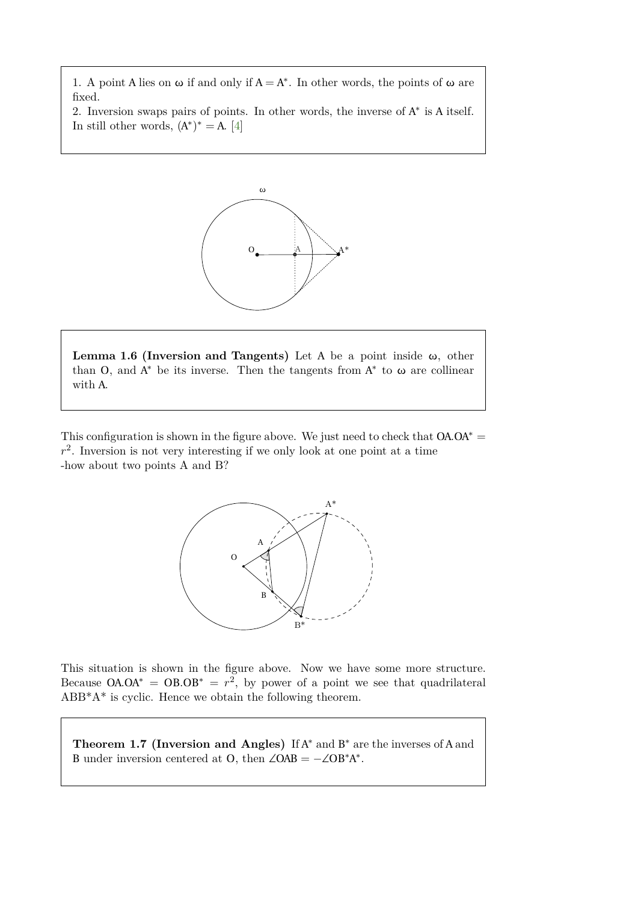1. A point A lies on $\omega$ if and only if $A = A^*$. In other words, the points of $\omega$ are fixed.
2. Inversion swaps pairs of points. In other words, the inverse of $A^*$ is A itself. In still other words, $(A^*)^* = A$. [4]

**Lemma 1.6 (Inversion and Tangents)** Let A be a point inside $\omega$, other than O, and $A^*$ be its inverse. Then the tangents from $A^*$ to $\omega$ are collinear with A.

This configuration is shown in the figure above. We just need to check that $OA.OA^* = r^2$. Inversion is not very interesting if we only look at one point at a time -how about two points A and B?

This situation is shown in the figure above. Now we have some more structure. Because $OA.OA^* = OB.OB^* = r^2$, by power of a point we see that quadrilateral $ABB^*A^*$ is cyclic. Hence we obtain the following theorem.

**Theorem 1.7 (Inversion and Angles)** If $A^*$ and $B^*$ are the inverses of A and B under inversion centered at O, then $\angle OAB = -\angle OB^*A^*$.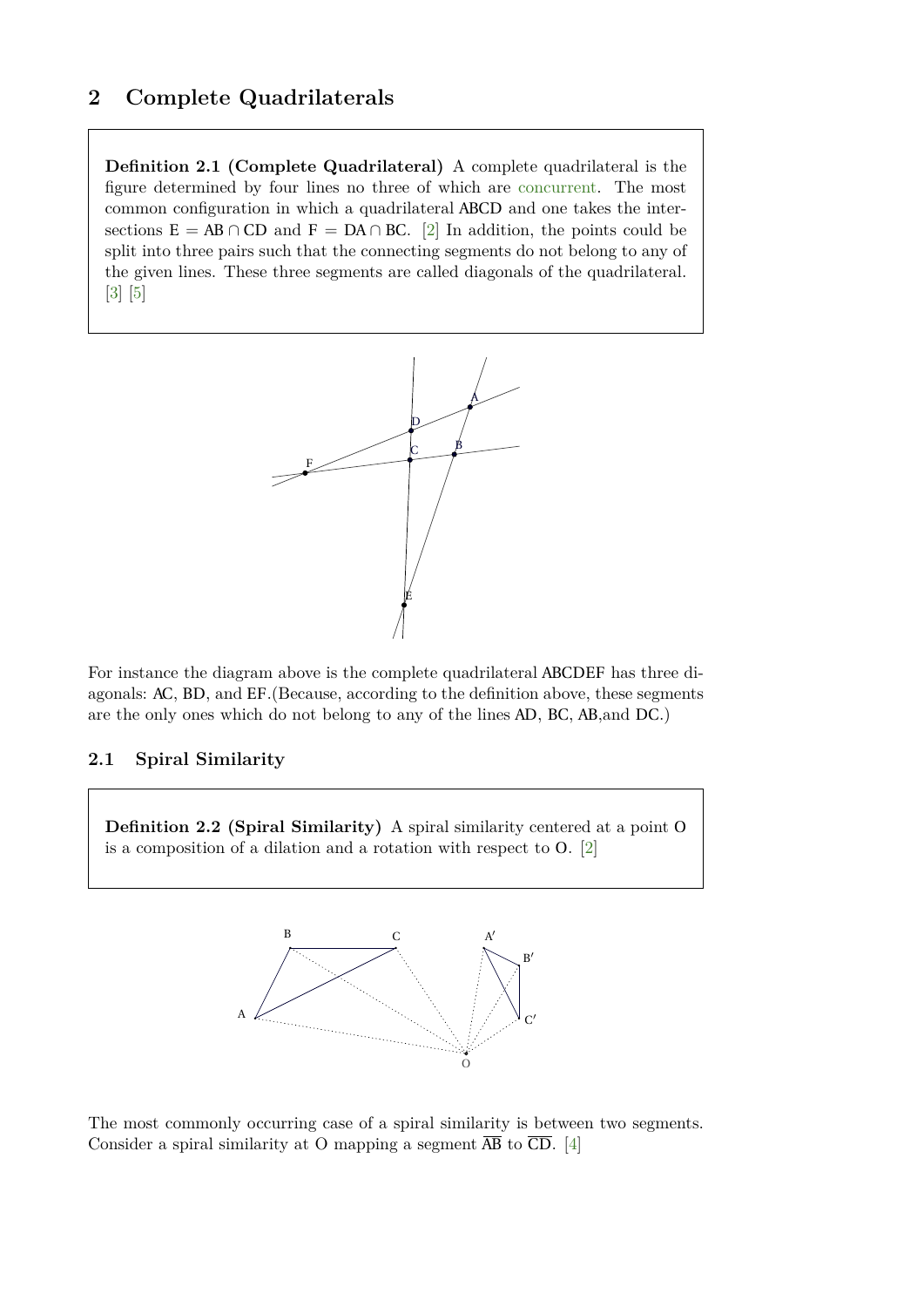## 2 Complete Quadrilaterals

**Definition 2.1 (Complete Quadrilateral)** A complete quadrilateral is the figure determined by four lines no three of which are concurrent. The most common configuration in which a quadrilateral ABCD and one takes the intersections $E = AB \cap CD$ and $F = DA \cap BC$. [2] In addition, the points could be split into three pairs such that the connecting segments do not belong to any of the given lines. These three segments are called diagonals of the quadrilateral. [3] [5]

For instance the diagram above is the complete quadrilateral ABCDEF has three diagonals: AC, BD, and EF.(Because, according to the definition above, these segments are the only ones which do not belong to any of the lines AD, BC, AB,and DC.)

### 2.1 Spiral Similarity

**Definition 2.2 (Spiral Similarity)** A spiral similarity centered at a point O is a composition of a dilation and a rotation with respect to O. [2]

The most commonly occurring case of a spiral similarity is between two segments. Consider a spiral similarity at O mapping a segment $\overline{AB}$ to $\overline{CD}$. [4]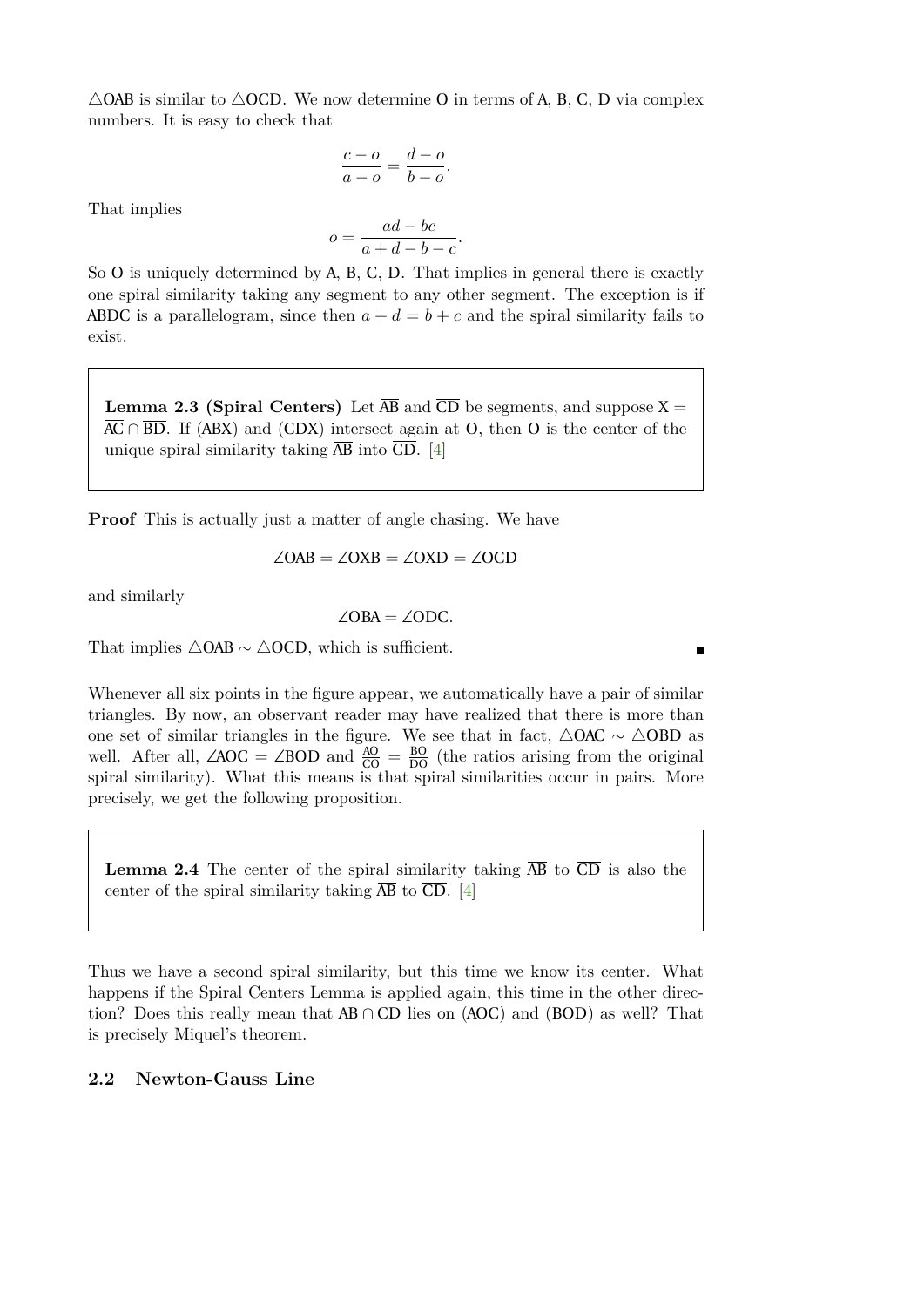$\triangle OAB$ is similar to $\triangle OCD$. We now determine O in terms of A, B, C, D via complex numbers. It is easy to check that

$$\frac{c-o}{a-o} = \frac{d-o}{b-o}.$$

That implies

$$o = \frac{ad - bc}{a + d - b - c}.$$

So O is uniquely determined by A, B, C, D. That implies in general there is exactly one spiral similarity taking any segment to any other segment. The exception is if ABDC is a parallelogram, since then $a + d = b + c$ and the spiral similarity fails to exist.

> **Lemma 2.3 (Spiral Centers)** Let $\overline{AB}$ and $\overline{CD}$ be segments, and suppose $X = \overline{AC} \cap \overline{BD}$. If $(ABX)$ and $(CDX)$ intersect again at O, then O is the center of the unique spiral similarity taking $\overline{AB}$ into $\overline{CD}$. [4]

**Proof** This is actually just a matter of angle chasing. We have

$$\angle OAB = \angle OXB = \angle OXD = \angle OCD$$

and similarly

$$\angle OBA = \angle ODC.$$

That implies $\triangle OAB \sim \triangle OCD$, which is sufficient. ∎

Whenever all six points in the figure appear, we automatically have a pair of similar triangles. By now, an observant reader may have realized that there is more than one set of similar triangles in the figure. We see that in fact, $\triangle OAC \sim \triangle OBD$ as well. After all, $\angle AOC = \angle BOD$ and $\frac{AO}{CO} = \frac{BO}{DO}$ (the ratios arising from the original spiral similarity). What this means is that spiral similarities occur in pairs. More precisely, we get the following proposition.

> **Lemma 2.4** The center of the spiral similarity taking $\overline{AB}$ to $\overline{CD}$ is also the center of the spiral similarity taking $\overline{AB}$ to $\overline{CD}$. [4]

Thus we have a second spiral similarity, but this time we know its center. What happens if the Spiral Centers Lemma is applied again, this time in the other direction? Does this really mean that $AB \cap CD$ lies on $(AOC)$ and $(BOD)$ as well? That is precisely Miquel's theorem.

## 2.2 Newton-Gauss Line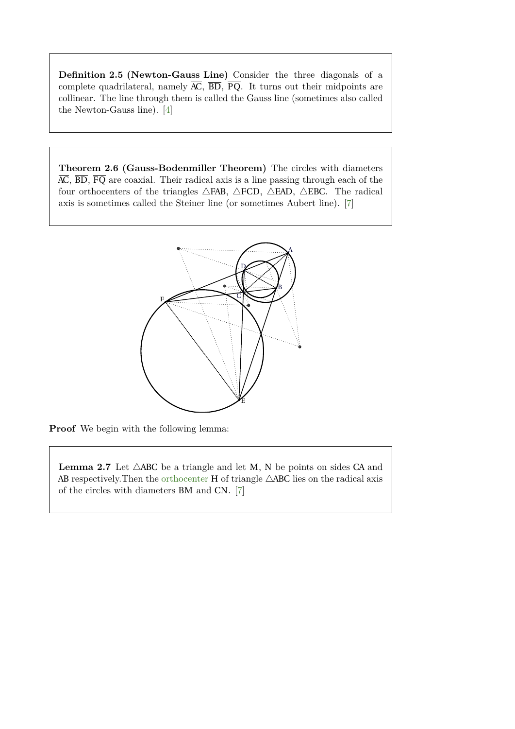**Definition 2.5 (Newton-Gauss Line)** Consider the three diagonals of a complete quadrilateral, namely $\overline{AC}$, $\overline{BD}$, $\overline{PQ}$. It turns out their midpoints are collinear. The line through them is called the Gauss line (sometimes also called the Newton-Gauss line). [4]

**Theorem 2.6 (Gauss-Bodenmiller Theorem)** The circles with diameters $\overline{AC}$, $\overline{BD}$, $\overline{FQ}$ are coaxial. Their radical axis is a line passing through each of the four orthocenters of the triangles $\triangle FAB$, $\triangle FCD$, $\triangle EAD$, $\triangle EBC$. The radical axis is sometimes called the Steiner line (or sometimes Aubert line). [7]

**Proof** We begin with the following lemma:

**Lemma 2.7** Let $\triangle ABC$ be a triangle and let M, N be points on sides CA and AB respectively.Then the orthocenter H of triangle $\triangle ABC$ lies on the radical axis of the circles with diameters BM and CN. [7]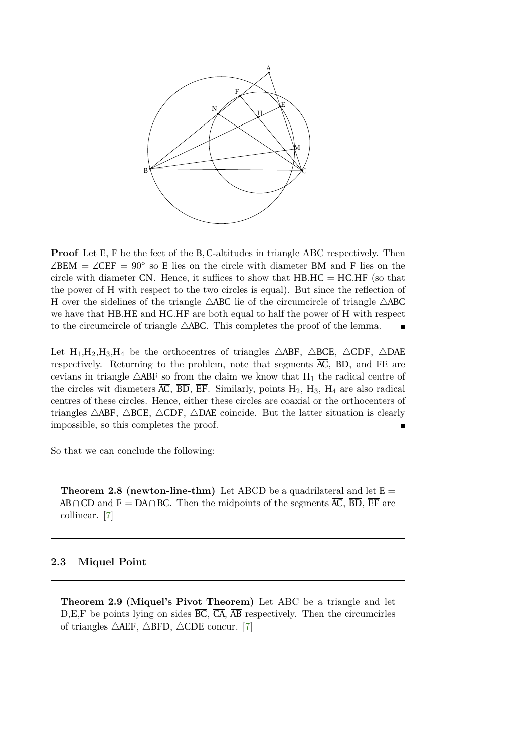**Proof** Let E, F be the feet of the B, C-altitudes in triangle ABC respectively. Then $\angle BEM = \angle CEF = 90^\circ$ so E lies on the circle with diameter BM and F lies on the circle with diameter CN. Hence, it suffices to show that HB.HC = HC.HF (so that the power of H with respect to the two circles is equal). But since the reflection of H over the sidelines of the triangle $\triangle ABC$ lie of the circumcircle of triangle $\triangle ABC$ we have that HB.HE and HC.HF are both equal to half the power of H with respect to the circumcircle of triangle $\triangle ABC$. This completes the proof of the lemma. ∎

Let $H_1$,$H_2$,$H_3$,$H_4$ be the orthocentres of triangles $\triangle ABF$, $\triangle BCE$, $\triangle CDF$, $\triangle DAE$ respectively. Returning to the problem, note that segments $\overline{AC}$, $\overline{BD}$, and $\overline{FE}$ are cevians in triangle $\triangle ABF$ so from the claim we know that $H_1$ the radical centre of the circles wit diameters $\overline{AC}$, $\overline{BD}$, $\overline{EF}$. Similarly, points $H_2$, $H_3$, $H_4$ are also radical centres of these circles. Hence, either these circles are coaxial or the orthocenters of triangles $\triangle ABF$, $\triangle BCE$, $\triangle CDF$, $\triangle DAE$ coincide. But the latter situation is clearly impossible, so this completes the proof. ∎

So that we can conclude the following:

> **Theorem 2.8 (newton-line-thm)** Let ABCD be a quadrilateral and let $E = AB \cap CD$ and $F = DA \cap BC$. Then the midpoints of the segments $\overline{AC}$, $\overline{BD}$, $\overline{EF}$ are collinear. [7]

## 2.3 Miquel Point

> **Theorem 2.9 (Miquel's Pivot Theorem)** Let ABC be a triangle and let D,E,F be points lying on sides $\overline{BC}$, $\overline{CA}$, $\overline{AB}$ respectively. Then the circumcirles of triangles $\triangle AEF$, $\triangle BFD$, $\triangle CDE$ concur. [7]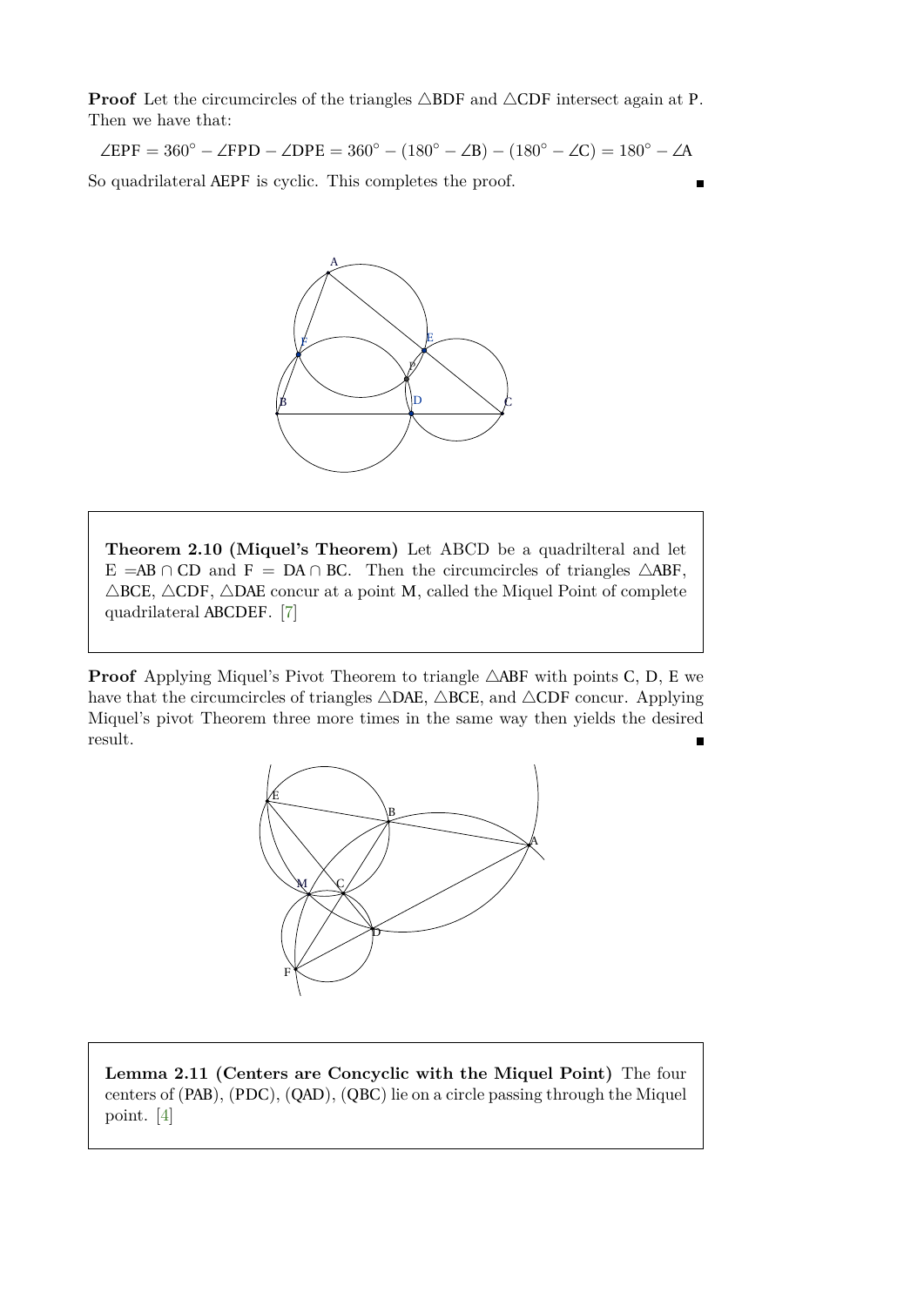**Proof** Let the circumcircles of the triangles $\triangle BDF$ and $\triangle CDF$ intersect again at P. Then we have that:

$$\angle EPF = 360^\circ - \angle FPD - \angle DPE = 360^\circ - (180^\circ - \angle B) - (180^\circ - \angle C) = 180^\circ - \angle A$$

So quadrilateral AEPF is cyclic. This completes the proof. ∎

> **Theorem 2.10 (Miquel's Theorem)** Let ABCD be a quadrilteral and let $E = AB \cap CD$ and $F = DA \cap BC$. Then the circumcircles of triangles $\triangle ABF$, $\triangle BCE$, $\triangle CDF$, $\triangle DAE$ concur at a point M, called the Miquel Point of complete quadrilateral ABCDEF. [7]

**Proof** Applying Miquel's Pivot Theorem to triangle $\triangle ABF$ with points C, D, E we have that the circumcircles of triangles $\triangle DAE$, $\triangle BCE$, and $\triangle CDF$ concur. Applying Miquel's pivot Theorem three more times in the same way then yields the desired result. ∎

> **Lemma 2.11 (Centers are Concyclic with the Miquel Point)** The four centers of (PAB), (PDC), (QAD), (QBC) lie on a circle passing through the Miquel point. [4]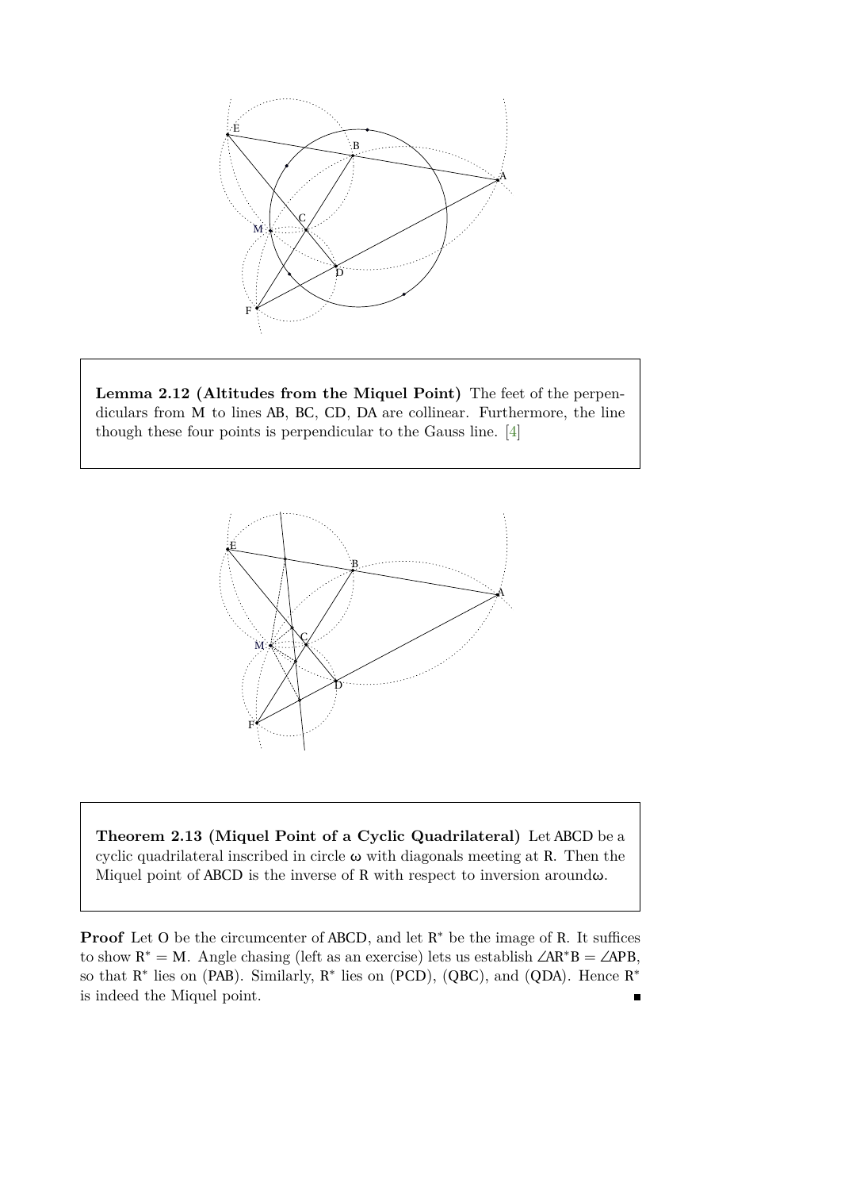**Lemma 2.12 (Altitudes from the Miquel Point)** The feet of the perpendiculars from M to lines AB, BC, CD, DA are collinear. Furthermore, the line though these four points is perpendicular to the Gauss line. [4]

**Theorem 2.13 (Miquel Point of a Cyclic Quadrilateral)** Let ABCD be a cyclic quadrilateral inscribed in circle $\omega$ with diagonals meeting at R. Then the Miquel point of ABCD is the inverse of R with respect to inversion around$\omega$.

**Proof** Let O be the circumcenter of ABCD, and let $R^*$ be the image of R. It suffices to show $R^* = M$. Angle chasing (left as an exercise) lets us establish $\angle AR^*B = \angle APB$, so that $R^*$ lies on (PAB). Similarly, $R^*$ lies on (PCD), (QBC), and (QDA). Hence $R^*$ is indeed the Miquel point. ∎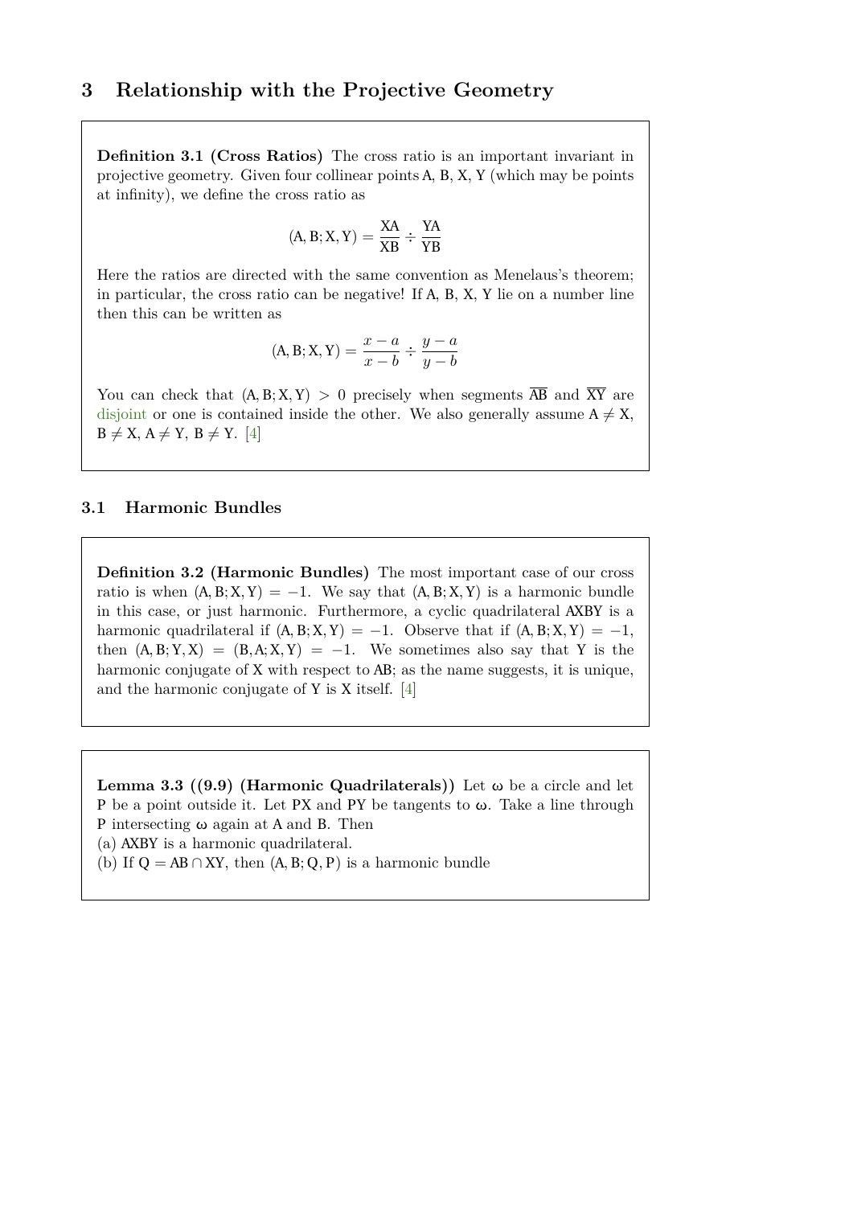# 3 Relationship with the Projective Geometry

**Definition 3.1 (Cross Ratios)** The cross ratio is an important invariant in projective geometry. Given four collinear points $A$, $B$, $X$, $Y$ (which may be points at infinity), we define the cross ratio as

$$(A, B; X, Y) = \frac{XA}{XB} \div \frac{YA}{YB}$$

Here the ratios are directed with the same convention as Menelaus's theorem; in particular, the cross ratio can be negative! If $A$, $B$, $X$, $Y$ lie on a number line then this can be written as

$$(A, B; X, Y) = \frac{x-a}{x-b} \div \frac{y-a}{y-b}$$

You can check that $(A, B; X, Y) > 0$ precisely when segments $\overline{AB}$ and $\overline{XY}$ are disjoint or one is contained inside the other. We also generally assume $A \neq X$, $B \neq X$, $A \neq Y$, $B \neq Y$. [4]

## 3.1 Harmonic Bundles

**Definition 3.2 (Harmonic Bundles)** The most important case of our cross ratio is when $(A, B; X, Y) = -1$. We say that $(A, B; X, Y)$ is a harmonic bundle in this case, or just harmonic. Furthermore, a cyclic quadrilateral $AXBY$ is a harmonic quadrilateral if $(A, B; X, Y) = -1$. Observe that if $(A, B; X, Y) = -1$, then $(A, B; Y, X) = (B, A; X, Y) = -1$. We sometimes also say that $Y$ is the harmonic conjugate of $X$ with respect to $AB$; as the name suggests, it is unique, and the harmonic conjugate of $Y$ is $X$ itself. [4]

**Lemma 3.3 ((9.9) (Harmonic Quadrilaterals))** Let $\omega$ be a circle and let $P$ be a point outside it. Let $PX$ and $PY$ be tangents to $\omega$. Take a line through $P$ intersecting $\omega$ again at $A$ and $B$. Then
(a) $AXBY$ is a harmonic quadrilateral.
(b) If $Q = AB \cap XY$, then $(A, B; Q, P)$ is a harmonic bundle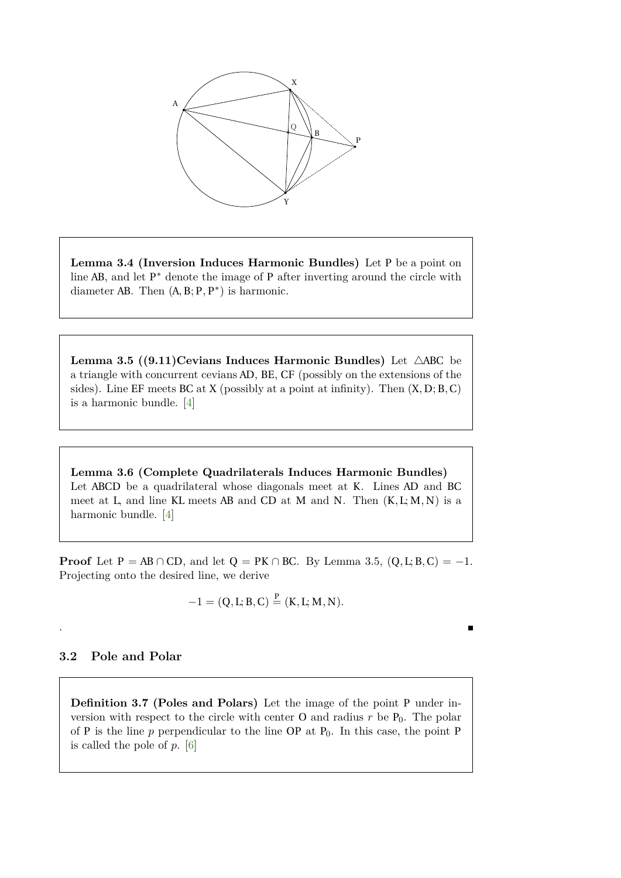**Lemma 3.4 (Inversion Induces Harmonic Bundles)** Let $P$ be a point on line $AB$, and let $P^*$ denote the image of $P$ after inverting around the circle with diameter $AB$. Then $(A, B; P, P^*)$ is harmonic.

**Lemma 3.5 ((9.11)Cevians Induces Harmonic Bundles)** Let $\triangle ABC$ be a triangle with concurrent cevians $AD$, $BE$, $CF$ (possibly on the extensions of the sides). Line $EF$ meets $BC$ at $X$ (possibly at a point at infinity). Then $(X, D; B, C)$ is a harmonic bundle. [4]

**Lemma 3.6 (Complete Quadrilaterals Induces Harmonic Bundles)** Let $ABCD$ be a quadrilateral whose diagonals meet at $K$. Lines $AD$ and $BC$ meet at $L$, and line $KL$ meets $AB$ and $CD$ at $M$ and $N$. Then $(K, L; M, N)$ is a harmonic bundle. [4]

**Proof** Let $P = AB \cap CD$, and let $Q = PK \cap BC$. By Lemma 3.5, $(Q, L; B, C) = -1$. Projecting onto the desired line, we derive

$$-1 = (Q, L; B, C) \stackrel{P}{=} (K, L; M, N).$$

. ■

### 3.2 Pole and Polar

**Definition 3.7 (Poles and Polars)** Let the image of the point $P$ under inversion with respect to the circle with center $O$ and radius $r$ be $P_0$. The polar of $P$ is the line $p$ perpendicular to the line $OP$ at $P_0$. In this case, the point $P$ is called the pole of $p$. [6]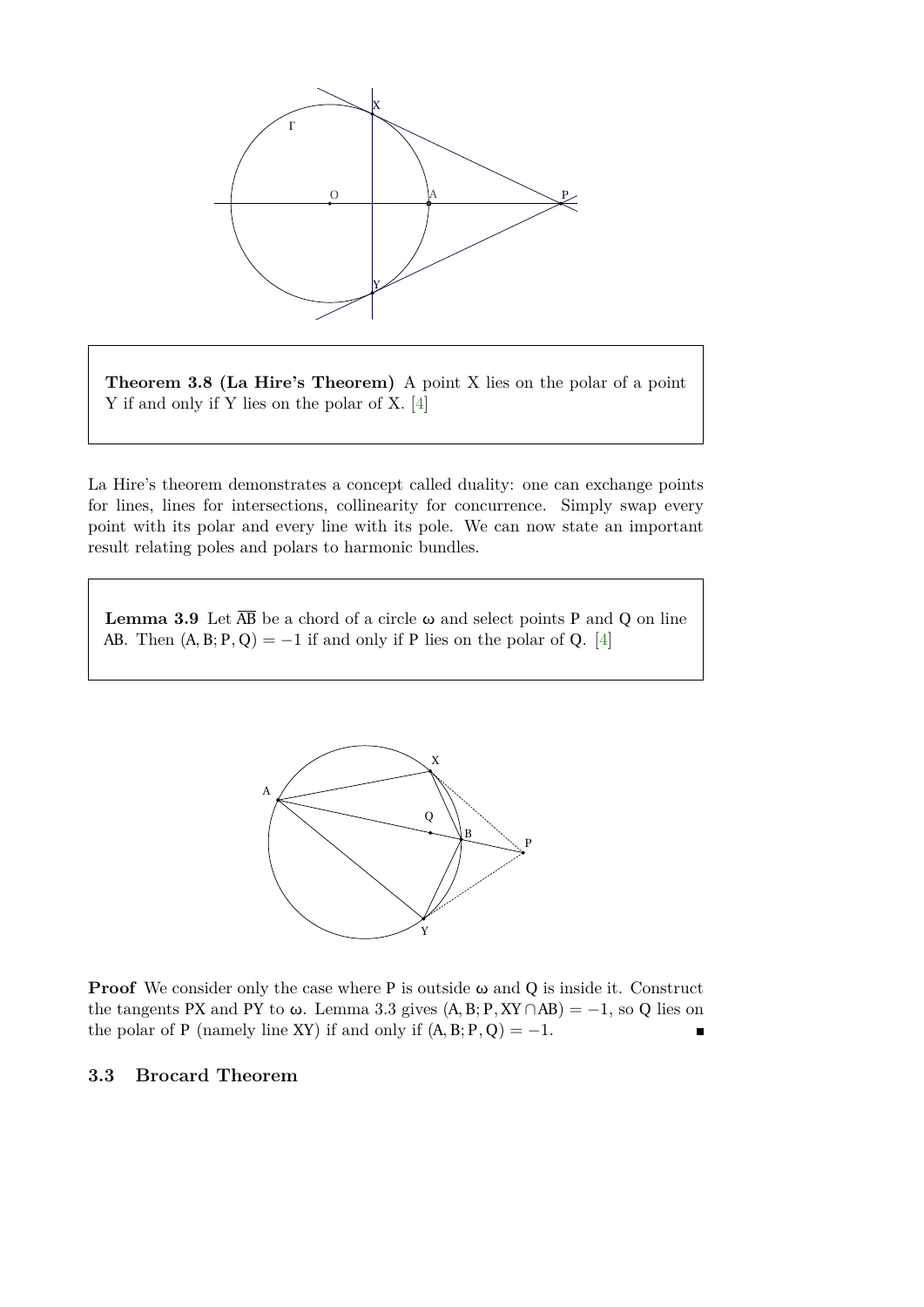**Theorem 3.8 (La Hire's Theorem)** A point X lies on the polar of a point Y if and only if Y lies on the polar of X. [4]

La Hire's theorem demonstrates a concept called duality: one can exchange points for lines, lines for intersections, collinearity for concurrence. Simply swap every point with its polar and every line with its pole. We can now state an important result relating poles and polars to harmonic bundles.

**Lemma 3.9** Let $\overline{AB}$ be a chord of a circle $\omega$ and select points $P$ and $Q$ on line $AB$. Then $(A, B; P, Q) = -1$ if and only if $P$ lies on the polar of $Q$. [4]

**Proof** We consider only the case where $P$ is outside $\omega$ and $Q$ is inside it. Construct the tangents $PX$ and $PY$ to $\omega$. Lemma 3.3 gives $(A, B; P, XY \cap AB) = -1$, so $Q$ lies on the polar of $P$ (namely line $XY$) if and only if $(A, B; P, Q) = -1$. ∎

## 3.3 Brocard Theorem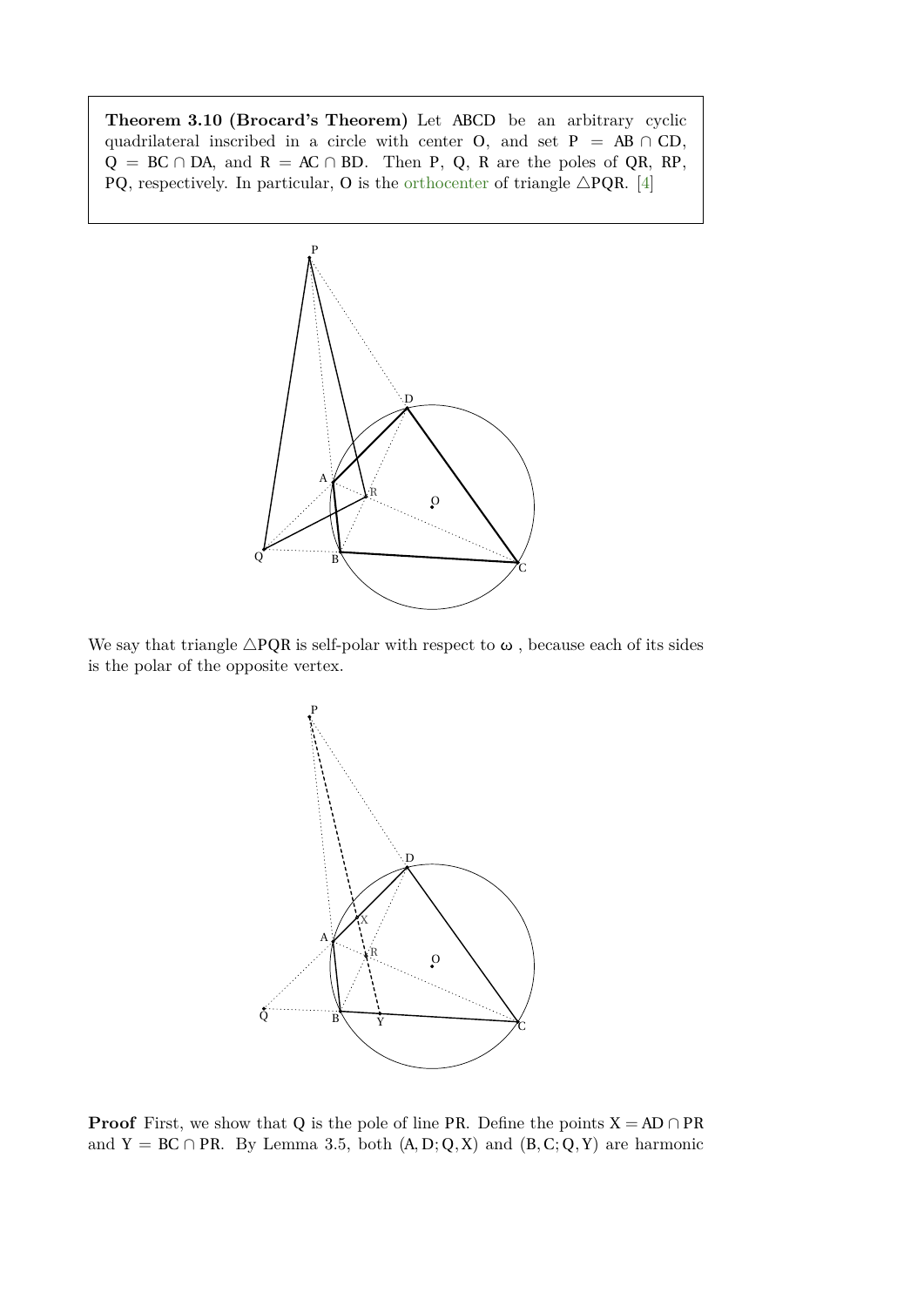**Theorem 3.10 (Brocard's Theorem)** Let $ABCD$ be an arbitrary cyclic quadrilateral inscribed in a circle with center $O$, and set $P = AB \cap CD$, $Q = BC \cap DA$, and $R = AC \cap BD$. Then $P$, $Q$, $R$ are the poles of $QR$, $RP$, $PQ$, respectively. In particular, $O$ is the orthocenter of triangle $\triangle PQR$. [4]

We say that triangle $\triangle PQR$ is self-polar with respect to $\omega$ , because each of its sides is the polar of the opposite vertex.

**Proof** First, we show that $Q$ is the pole of line $PR$. Define the points $X = AD \cap PR$ and $Y = BC \cap PR$. By Lemma 3.5, both $(A, D; Q, X)$ and $(B, C; Q, Y)$ are harmonic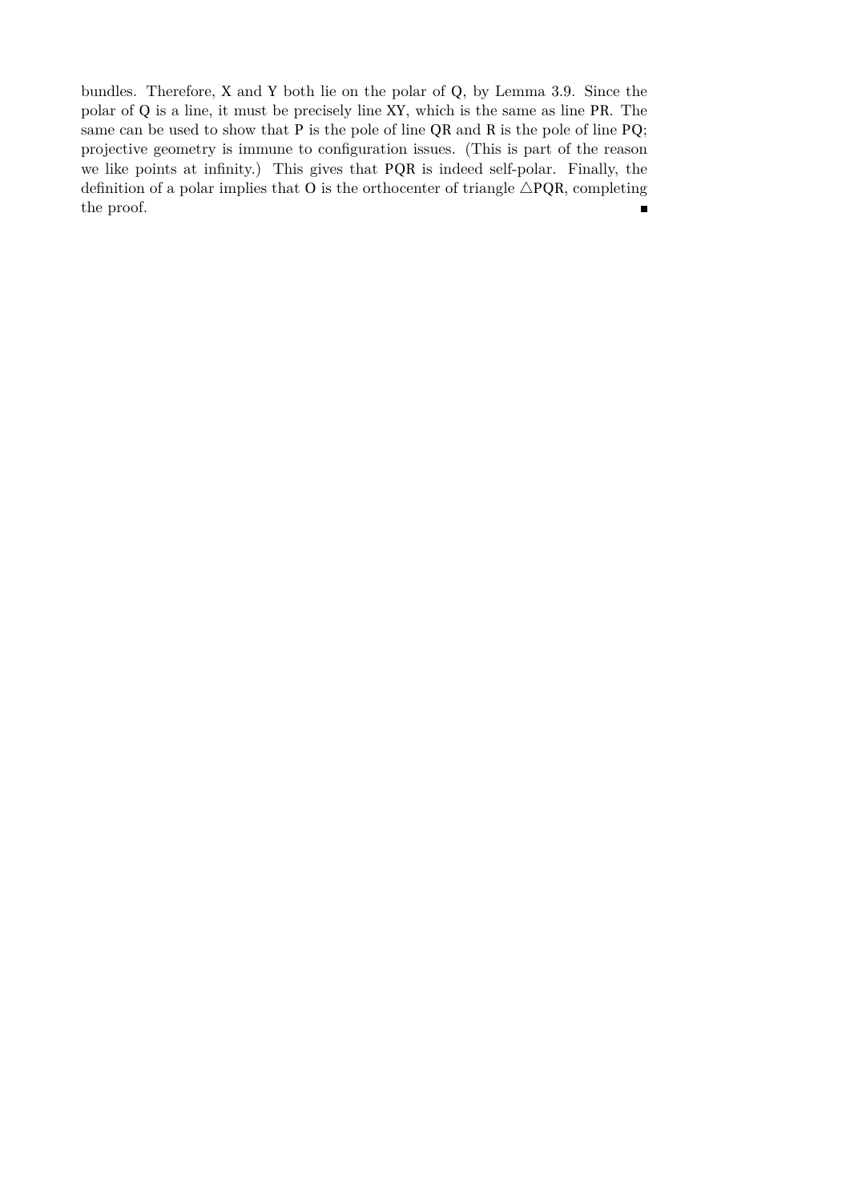bundles. Therefore, $X$ and $Y$ both lie on the polar of $Q$, by Lemma 3.9. Since the polar of $Q$ is a line, it must be precisely line $XY$, which is the same as line $PR$. The same can be used to show that $P$ is the pole of line $QR$ and $R$ is the pole of line $PQ$; projective geometry is immune to configuration issues. (This is part of the reason we like points at infinity.) This gives that $PQR$ is indeed self-polar. Finally, the definition of a polar implies that $O$ is the orthocenter of triangle $\triangle PQR$, completing the proof. ∎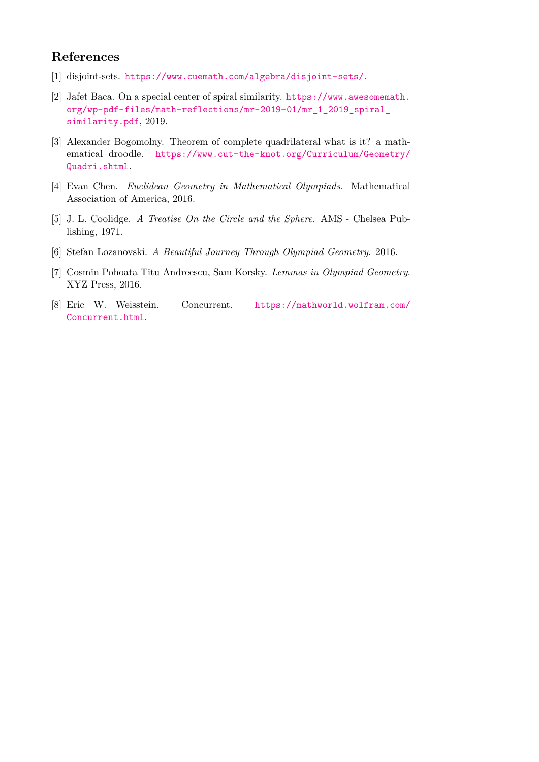## References

[1] disjoint-sets. https://www.cuemath.com/algebra/disjoint-sets/.

[2] Jafet Baca. On a special center of spiral similarity. https://www.awesomemath.org/wp-pdf-files/math-reflections/mr-2019-01/mr_1_2019_spiral_similarity.pdf, 2019.

[3] Alexander Bogomolny. Theorem of complete quadrilateral what is it? a mathematical droodle. https://www.cut-the-knot.org/Curriculum/Geometry/Quadri.shtml.

[4] Evan Chen. *Euclidean Geometry in Mathematical Olympiads*. Mathematical Association of America, 2016.

[5] J. L. Coolidge. *A Treatise On the Circle and the Sphere*. AMS - Chelsea Publishing, 1971.

[6] Stefan Lozanovski. *A Beautiful Journey Through Olympiad Geometry*. 2016.

[7] Cosmin Pohoata Titu Andreescu, Sam Korsky. *Lemmas in Olympiad Geometry*. XYZ Press, 2016.

[8] Eric W. Weisstein. Concurrent. https://mathworld.wolfram.com/Concurrent.html.